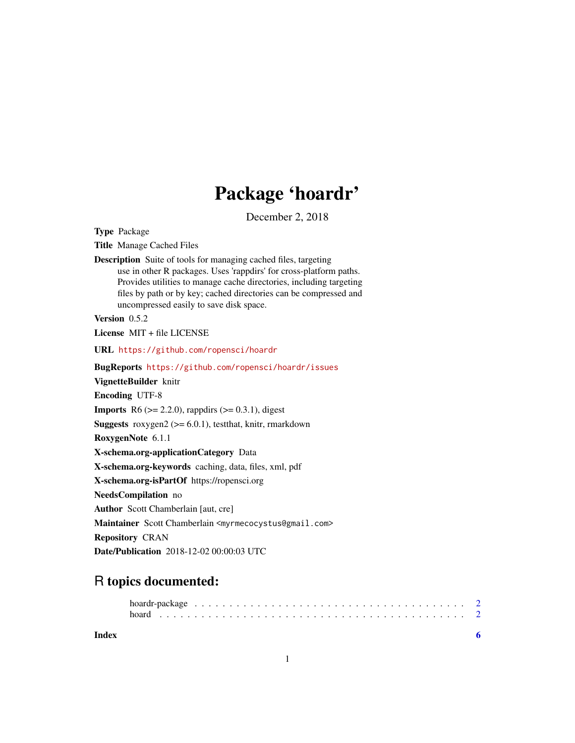# Package 'hoardr'

December 2, 2018

**Type** Package

**Title** Manage Cached Files

**Description** Suite of tools for managing cached files, targeting use in other R packages. Uses 'rappdirs' for cross-platform paths. Provides utilities to manage cache directories, including targeting files by path or by key; cached directories can be compressed and uncompressed easily to save disk space.

**Version** 0.5.2

**License** MIT + file LICENSE

**URL** https://github.com/ropensci/hoardr

**BugReports** https://github.com/ropensci/hoardr/issues

**VignetteBuilder** knitr

**Encoding** UTF-8

**Imports** R6 (>= 2.2.0), rappdirs (>= 0.3.1), digest

**Suggests** roxygen2 (>= 6.0.1), testthat, knitr, rmarkdown

**RoxygenNote** 6.1.1

**X-schema.org-applicationCategory** Data

**X-schema.org-keywords** caching, data, files, xml, pdf

**X-schema.org-isPartOf** https://ropensci.org

**NeedsCompilation** no

**Author** Scott Chamberlain [aut, cre]

**Maintainer** Scott Chamberlain <myrmecocystus@gmail.com>

**Repository** CRAN

**Date/Publication** 2018-12-02 00:00:03 UTC

## R topics documented:

hoardr-package . . . . . . . . . . . . . . . . . . . . . . . . . . . . . . . . . . . . 2
hoard . . . . . . . . . . . . . . . . . . . . . . . . . . . . . . . . . . . . . . . . . 2

**Index** **6**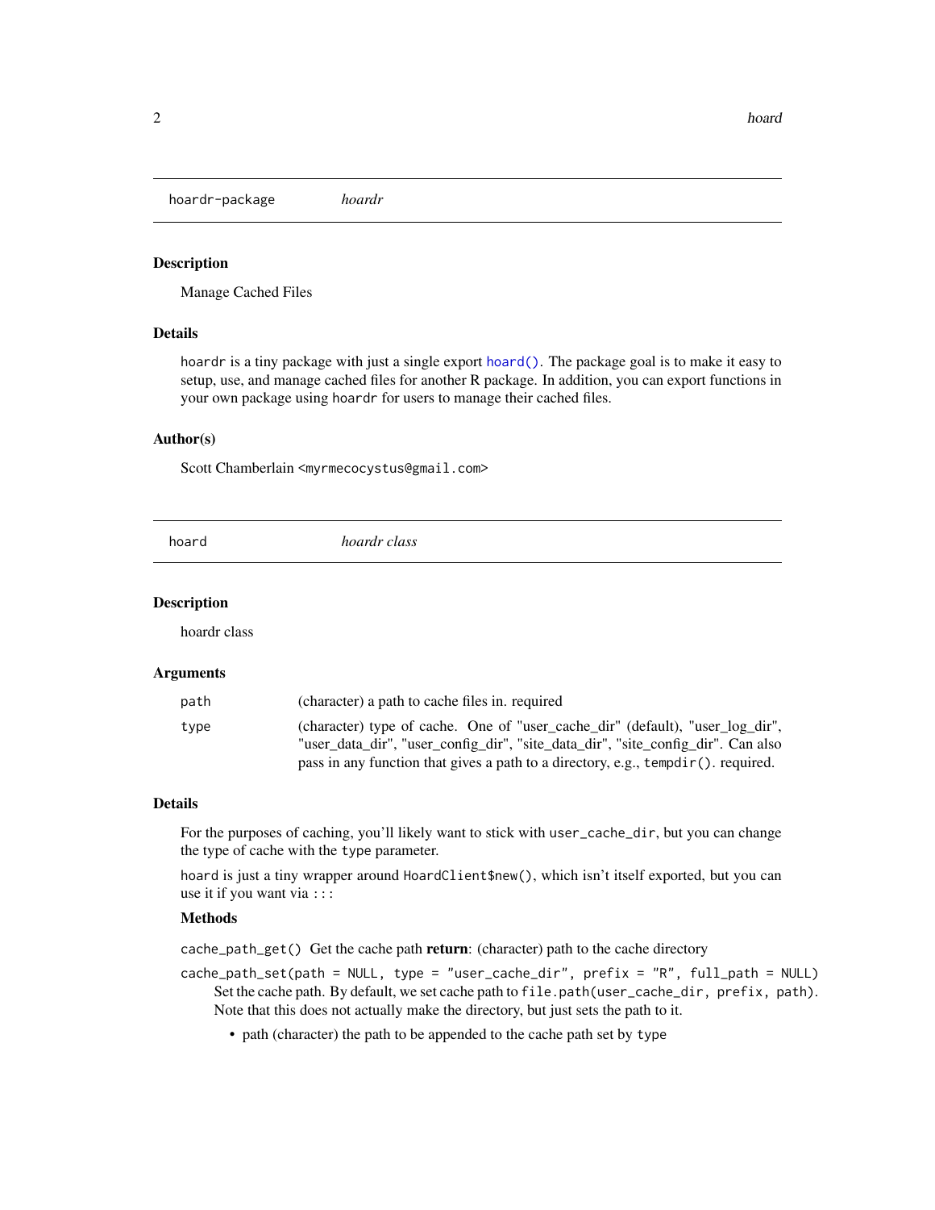## hoardr-package — *hoardr*

### Description

Manage Cached Files

### Details

`hoardr` is a tiny package with just a single export `hoard()`. The package goal is to make it easy to setup, use, and manage cached files for another R package. In addition, you can export functions in your own package using `hoardr` for users to manage their cached files.

### Author(s)

Scott Chamberlain <myrmecocystus@gmail.com>

## hoard — *hoardr class*

### Description

hoardr class

### Arguments

| | |
|---|---|
| `path` | (character) a path to cache files in. required |
| `type` | (character) type of cache. One of "user_cache_dir" (default), "user_log_dir", "user_data_dir", "user_config_dir", "site_data_dir", "site_config_dir". Can also pass in any function that gives a path to a directory, e.g., `tempdir()`. required. |

### Details

For the purposes of caching, you'll likely want to stick with `user_cache_dir`, but you can change the type of cache with the `type` parameter.

`hoard` is just a tiny wrapper around `HoardClient$new()`, which isn't itself exported, but you can use it if you want via `:::`

#### Methods

`cache_path_get()` Get the cache path **return**: (character) path to the cache directory

`cache_path_set(path = NULL, type = "user_cache_dir", prefix = "R", full_path = NULL)`
Set the cache path. By default, we set cache path to `file.path(user_cache_dir, prefix, path)`. Note that this does not actually make the directory, but just sets the path to it.

- path (character) the path to be appended to the cache path set by `type`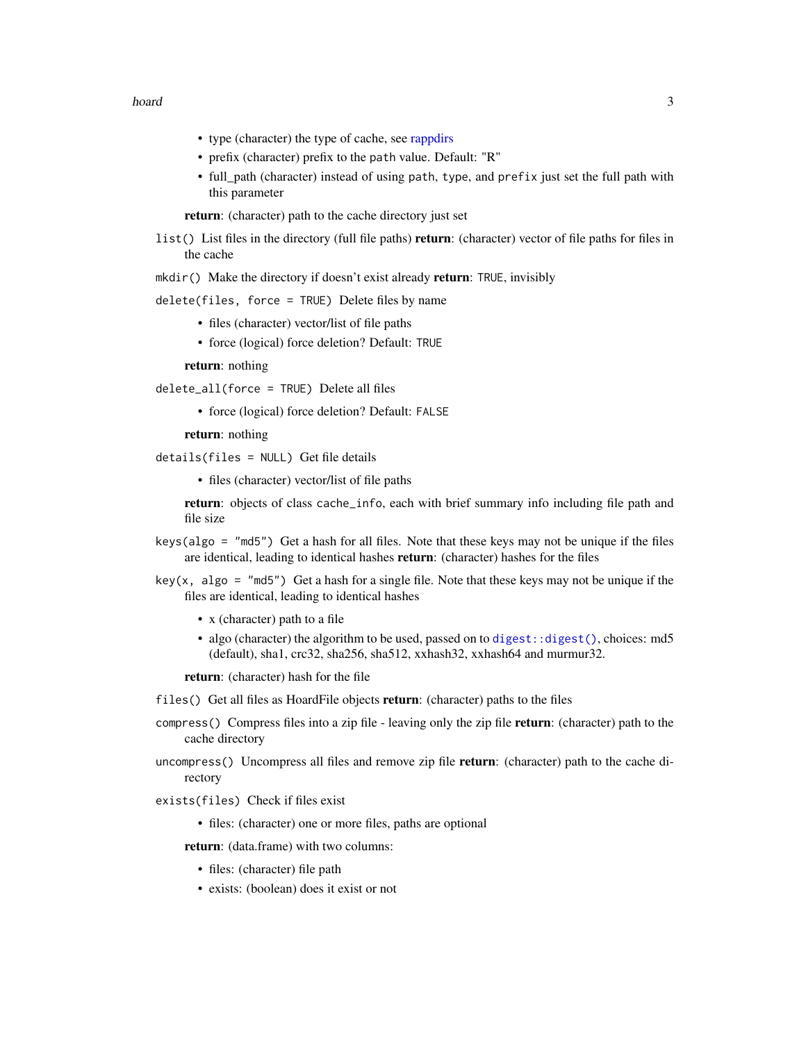- type (character) the type of cache, see rappdirs
- prefix (character) prefix to the `path` value. Default: "R"
- full_path (character) instead of using `path`, `type`, and `prefix` just set the full path with this parameter

**return**: (character) path to the cache directory just set

`list()` List files in the directory (full file paths) **return**: (character) vector of file paths for files in the cache

`mkdir()` Make the directory if doesn't exist already **return**: `TRUE`, invisibly

`delete(files, force = TRUE)` Delete files by name

- files (character) vector/list of file paths
- force (logical) force deletion? Default: `TRUE`

**return**: nothing

`delete_all(force = TRUE)` Delete all files

- force (logical) force deletion? Default: `FALSE`

**return**: nothing

`details(files = NULL)` Get file details

- files (character) vector/list of file paths

**return**: objects of class `cache_info`, each with brief summary info including file path and file size

`keys(algo = "md5")` Get a hash for all files. Note that these keys may not be unique if the files are identical, leading to identical hashes **return**: (character) hashes for the files

`key(x, algo = "md5")` Get a hash for a single file. Note that these keys may not be unique if the files are identical, leading to identical hashes

- x (character) path to a file
- algo (character) the algorithm to be used, passed on to `digest::digest()`, choices: md5 (default), sha1, crc32, sha256, sha512, xxhash32, xxhash64 and murmur32.

**return**: (character) hash for the file

`files()` Get all files as HoardFile objects **return**: (character) paths to the files

`compress()` Compress files into a zip file - leaving only the zip file **return**: (character) path to the cache directory

`uncompress()` Uncompress all files and remove zip file **return**: (character) path to the cache directory

`exists(files)` Check if files exist

- files: (character) one or more files, paths are optional

**return**: (data.frame) with two columns:

- files: (character) file path
- exists: (boolean) does it exist or not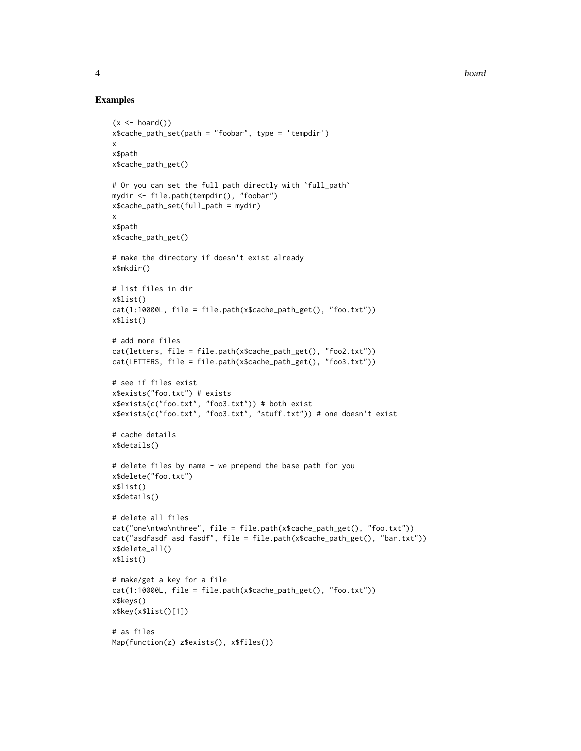## Examples

```
(x <- hoard())
x$cache_path_set(path = "foobar", type = 'tempdir')
x
x$path
x$cache_path_get()

# Or you can set the full path directly with `full_path`
mydir <- file.path(tempdir(), "foobar")
x$cache_path_set(full_path = mydir)
x
x$path
x$cache_path_get()

# make the directory if doesn't exist already
x$mkdir()

# list files in dir
x$list()
cat(1:10000L, file = file.path(x$cache_path_get(), "foo.txt"))
x$list()

# add more files
cat(letters, file = file.path(x$cache_path_get(), "foo2.txt"))
cat(LETTERS, file = file.path(x$cache_path_get(), "foo3.txt"))

# see if files exist
x$exists("foo.txt") # exists
x$exists(c("foo.txt", "foo3.txt")) # both exist
x$exists(c("foo.txt", "foo3.txt", "stuff.txt")) # one doesn't exist

# cache details
x$details()

# delete files by name - we prepend the base path for you
x$delete("foo.txt")
x$list()
x$details()

# delete all files
cat("one\ntwo\nthree", file = file.path(x$cache_path_get(), "foo.txt"))
cat("asdfasdf asd fasdf", file = file.path(x$cache_path_get(), "bar.txt"))
x$delete_all()
x$list()

# make/get a key for a file
cat(1:10000L, file = file.path(x$cache_path_get(), "foo.txt"))
x$keys()
x$key(x$list()[1])

# as files
Map(function(z) z$exists(), x$files())
```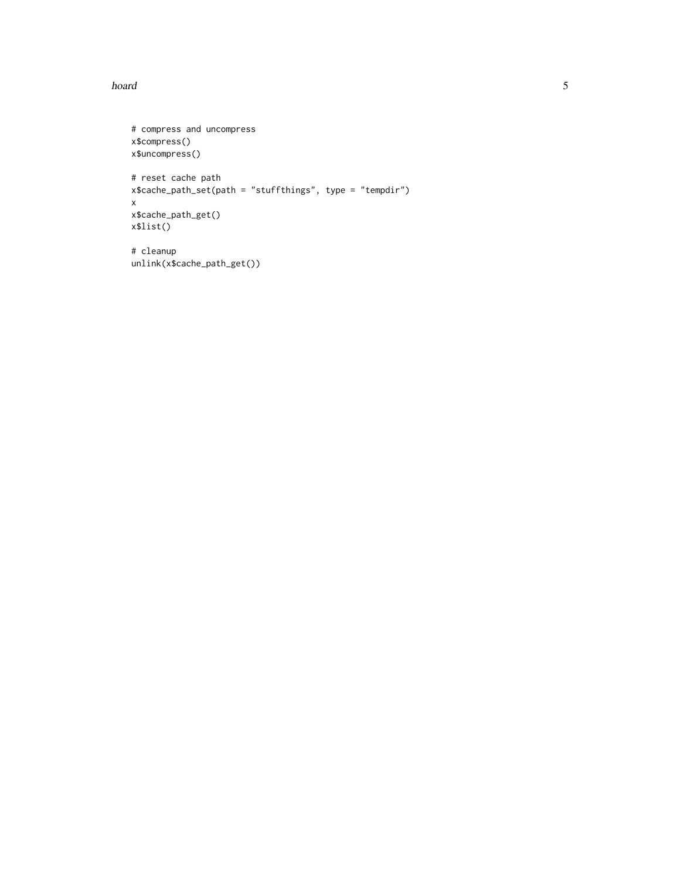```
# compress and uncompress
x$compress()
x$uncompress()

# reset cache path
x$cache_path_set(path = "stuffthings", type = "tempdir")
x
x$cache_path_get()
x$list()

# cleanup
unlink(x$cache_path_get())
```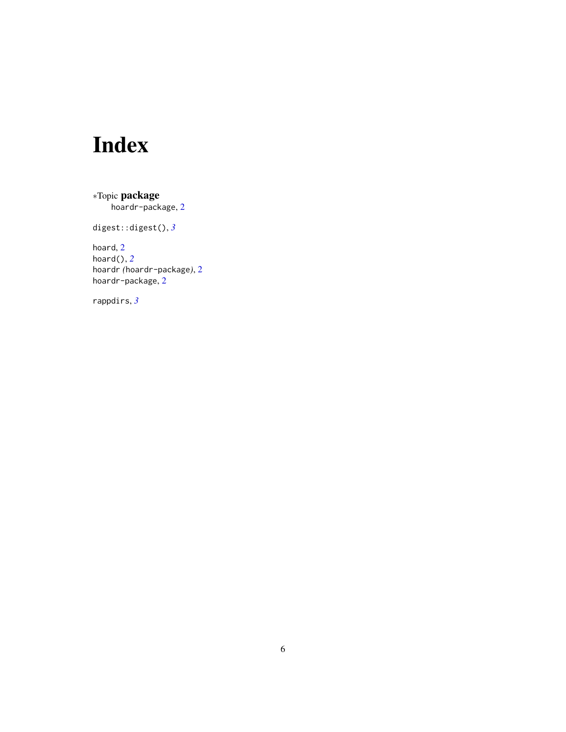# Index

*Topic **package**
    hoardr-package, 2

digest::digest(), *3*

hoard, 2
hoard(), *2*
hoardr *(*hoardr-package*)*, 2
hoardr-package, 2

rappdirs, *3*